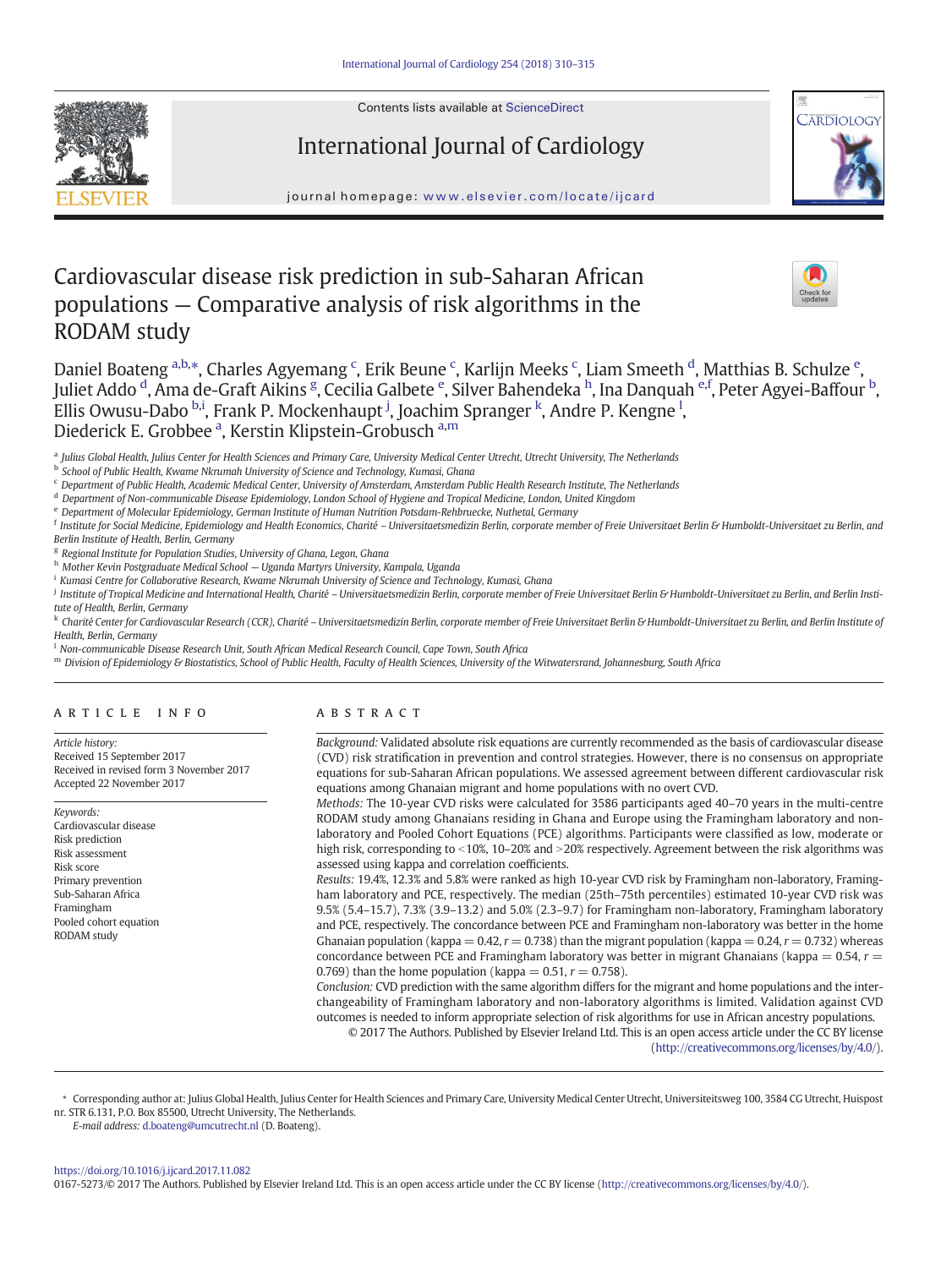Contents lists available at ScienceDirect

International Journal of Cardiology

journal homepage: www.elsevier.com/locate/ijcard

# Cardiovascular disease risk prediction in sub-Saharan African populations — Comparative analysis of risk algorithms in the RODAM study

Daniel Boateng [a,b,*], Charles Agyemang [c], Erik Beune [c], Karlijn Meeks [c], Liam Smeeth [d], Matthias B. Schulze [e], Juliet Addo [d], Ama de-Graft Aikins [g], Cecilia Galbete [e], Silver Bahendeka [h], Ina Danquah [e,f], Peter Agyei-Baffour [b], Ellis Owusu-Dabo [b,i], Frank P. Mockenhaupt [j], Joachim Spranger [k], Andre P. Kengne [l], Diederick E. Grobbee [a], Kerstin Klipstein-Grobusch [a,m]

[a] Julius Global Health, Julius Center for Health Sciences and Primary Care, University Medical Center Utrecht, Utrecht University, The Netherlands
[b] School of Public Health, Kwame Nkrumah University of Science and Technology, Kumasi, Ghana
[c] Department of Public Health, Academic Medical Center, University of Amsterdam, Amsterdam Public Health Research Institute, The Netherlands
[d] Department of Non-communicable Disease Epidemiology, London School of Hygiene and Tropical Medicine, London, United Kingdom
[e] Department of Molecular Epidemiology, German Institute of Human Nutrition Potsdam-Rehbruecke, Nuthetal, Germany
[f] Institute for Social Medicine, Epidemiology and Health Economics, Charité – Universitaetsmedizin Berlin, corporate member of Freie Universitaet Berlin & Humboldt-Universitaet zu Berlin, and Berlin Institute of Health, Berlin, Germany
[g] Regional Institute for Population Studies, University of Ghana, Legon, Ghana
[h] Mother Kevin Postgraduate Medical School — Uganda Martyrs University, Kampala, Uganda
[i] Kumasi Centre for Collaborative Research, Kwame Nkrumah University of Science and Technology, Kumasi, Ghana
[j] Institute of Tropical Medicine and International Health, Charité – Universitaetsmedizin Berlin, corporate member of Freie Universitaet Berlin & Humboldt-Universitaet zu Berlin, and Berlin Institute of Health, Berlin, Germany
[k] Charité Center for Cardiovascular Research (CCR), Charité – Universitaetsmedizin Berlin, corporate member of Freie Universitaet Berlin & Humboldt-Universitaet zu Berlin, and Berlin Institute of Health, Berlin, Germany
[l] Non-communicable Disease Research Unit, South African Medical Research Council, Cape Town, South Africa
[m] Division of Epidemiology & Biostatistics, School of Public Health, Faculty of Health Sciences, University of the Witwatersrand, Johannesburg, South Africa

## ARTICLE INFO

*Article history:*
Received 15 September 2017
Received in revised form 3 November 2017
Accepted 22 November 2017

*Keywords:*
Cardiovascular disease
Risk prediction
Risk assessment
Risk score
Primary prevention
Sub-Saharan Africa
Framingham
Pooled cohort equation
RODAM study

## ABSTRACT

*Background:* Validated absolute risk equations are currently recommended as the basis of cardiovascular disease (CVD) risk stratification in prevention and control strategies. However, there is no consensus on appropriate equations for sub-Saharan African populations. We assessed agreement between different cardiovascular risk equations among Ghanaian migrant and home populations with no overt CVD.

*Methods:* The 10-year CVD risks were calculated for 3586 participants aged 40–70 years in the multi-centre RODAM study among Ghanaians residing in Ghana and Europe using the Framingham laboratory and non-laboratory and Pooled Cohort Equations (PCE) algorithms. Participants were classified as low, moderate or high risk, corresponding to <10%, 10–20% and >20% respectively. Agreement between the risk algorithms was assessed using kappa and correlation coefficients.

*Results:* 19.4%, 12.3% and 5.8% were ranked as high 10-year CVD risk by Framingham non-laboratory, Framingham laboratory and PCE, respectively. The median (25th–75th percentiles) estimated 10-year CVD risk was 9.5% (5.4–15.7), 7.3% (3.9–13.2) and 5.0% (2.3–9.7) for Framingham non-laboratory, Framingham laboratory and PCE, respectively. The concordance between PCE and Framingham non-laboratory was better in the home Ghanaian population (kappa = 0.42, $r = 0.738$) than the migrant population (kappa = 0.24, $r = 0.732$) whereas concordance between PCE and Framingham laboratory was better in migrant Ghanaians (kappa = 0.54, $r = 0.769$) than the home population (kappa = 0.51, $r = 0.758$).

*Conclusion:* CVD prediction with the same algorithm differs for the migrant and home populations and the interchangeability of Framingham laboratory and non-laboratory algorithms is limited. Validation against CVD outcomes is needed to inform appropriate selection of risk algorithms for use in African ancestry populations.

© 2017 The Authors. Published by Elsevier Ireland Ltd. This is an open access article under the CC BY license (http://creativecommons.org/licenses/by/4.0/).

* Corresponding author at: Julius Global Health, Julius Center for Health Sciences and Primary Care, University Medical Center Utrecht, Universiteitsweg 100, 3584 CG Utrecht, Huispost nr. STR 6.131, P.O. Box 85500, Utrecht University, The Netherlands.
*E-mail address:* d.boateng@umcutrecht.nl (D. Boateng).

https://doi.org/10.1016/j.ijcard.2017.11.082
0167-5273/© 2017 The Authors. Published by Elsevier Ireland Ltd. This is an open access article under the CC BY license (http://creativecommons.org/licenses/by/4.0/).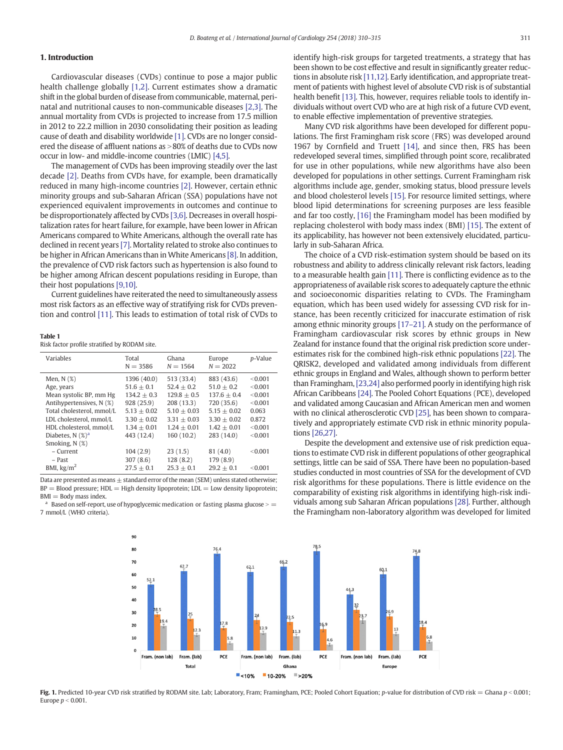## 1. Introduction

Cardiovascular diseases (CVDs) continue to pose a major public health challenge globally [1,2]. Current estimates show a dramatic shift in the global burden of disease from communicable, maternal, perinatal and nutritional causes to non-communicable diseases [2,3]. The annual mortality from CVDs is projected to increase from 17.5 million in 2012 to 22.2 million in 2030 consolidating their position as leading cause of death and disability worldwide [1]. CVDs are no longer considered the disease of affluent nations as >80% of deaths due to CVDs now occur in low- and middle-income countries (LMIC) [4,5].

The management of CVDs has been improving steadily over the last decade [2]. Deaths from CVDs have, for example, been dramatically reduced in many high-income countries [2]. However, certain ethnic minority groups and sub-Saharan African (SSA) populations have not experienced equivalent improvements in outcomes and continue to be disproportionately affected by CVDs [3,6]. Decreases in overall hospitalization rates for heart failure, for example, have been lower in African Americans compared to White Americans, although the overall rate has declined in recent years [7]. Mortality related to stroke also continues to be higher in African Americans than in White Americans [8]. In addition, the prevalence of CVD risk factors such as hypertension is also found to be higher among African descent populations residing in Europe, than their host populations [9,10].

Current guidelines have reiterated the need to simultaneously assess most risk factors as an effective way of stratifying risk for CVDs prevention and control [11]. This leads to estimation of total risk of CVDs to identify high-risk groups for targeted treatments, a strategy that has been shown to be cost effective and result in significantly greater reductions in absolute risk [11,12]. Early identification, and appropriate treatment of patients with highest level of absolute CVD risk is of substantial health benefit [13]. This, however, requires reliable tools to identify individuals without overt CVD who are at high risk of a future CVD event, to enable effective implementation of preventive strategies.

Many CVD risk algorithms have been developed for different populations. The first Framingham risk score (FRS) was developed around 1967 by Cornfield and Truett [14], and since then, FRS has been redeveloped several times, simplified through point score, recalibrated for use in other populations, while new algorithms have also been developed for populations in other settings. Current Framingham risk algorithms include age, gender, smoking status, blood pressure levels and blood cholesterol levels [15]. For resource limited settings, where blood lipid determinations for screening purposes are less feasible and far too costly, [16] the Framingham model has been modified by replacing cholesterol with body mass index (BMI) [15]. The extent of its applicability, has however not been extensively elucidated, particularly in sub-Saharan Africa.

The choice of a CVD risk-estimation system should be based on its robustness and ability to address clinically relevant risk factors, leading to a measurable health gain [11]. There is conflicting evidence as to the appropriateness of available risk scores to adequately capture the ethnic and socioeconomic disparities relating to CVDs. The Framingham equation, which has been used widely for assessing CVD risk for instance, has been recently criticized for inaccurate estimation of risk among ethnic minority groups [17–21]. A study on the performance of Framingham cardiovascular risk scores by ethnic groups in New Zealand for instance found that the original risk prediction score underestimates risk for the combined high-risk ethnic populations [22]. The QRISK2, developed and validated among individuals from different ethnic groups in England and Wales, although shown to perform better than Framingham, [23,24] also performed poorly in identifying high risk African Caribbeans [24]. The Pooled Cohort Equations (PCE), developed and validated among Caucasian and African American men and women with no clinical atherosclerotic CVD [25], has been shown to comparatively and appropriately estimate CVD risk in ethnic minority populations [26,27].

Despite the development and extensive use of risk prediction equations to estimate CVD risk in different populations of other geographical settings, little can be said of SSA. There have been no population-based studies conducted in most countries of SSA for the development of CVD risk algorithms for these populations. There is little evidence on the comparability of existing risk algorithms in identifying high-risk individuals among sub Saharan African populations [28]. Further, although the Framingham non-laboratory algorithm was developed for limited

**Table 1**
Risk factor profile stratified by RODAM site.

| Variables | Total N = 3586 | Ghana N = 1564 | Europe N = 2022 | *p*-Value |
|---|---|---|---|---|
| Men, N (%) | 1396 (40.0) | 513 (33.4) | 883 (43.6) | <0.001 |
| Age, years | 51.6 ± 0.1 | 52.4 ± 0.2 | 51.0 ± 0.2 | <0.001 |
| Mean systolic BP, mm Hg | 134.2 ± 0.3 | 129.8 ± 0.5 | 137.6 ± 0.4 | <0.001 |
| Antihypertensives, N (%) | 928 (25.9) | 208 (13.3) | 720 (35.6) | <0.001 |
| Total cholesterol, mmol/L | 5.13 ± 0.02 | 5.10 ± 0.03 | 5.15 ± 0.02 | 0.063 |
| LDL cholesterol, mmol/L | 3.30 ± 0.02 | 3.31 ± 0.03 | 3.30 ± 0.02 | 0.872 |
| HDL cholesterol, mmol/L | 1.34 ± 0.01 | 1.24 ± 0.01 | 1.42 ± 0.01 | <0.001 |
| Diabetes, N (%)[a] | 443 (12.4) | 160 (10.2) | 283 (14.0) | <0.001 |
| Smoking, N (%) | | | | |
| – Current | 104 (2.9) | 23 (1.5) | 81 (4.0) | <0.001 |
| – Past | 307 (8.6) | 128 (8.2) | 179 (8.9) | |
| BMI, kg/m$^2$ | 27.5 ± 0.1 | 25.3 ± 0.1 | 29.2 ± 0.1 | <0.001 |

Data are presented as means ± standard error of the mean (SEM) unless stated otherwise; BP = Blood pressure; HDL = High density lipoprotein; LDL = Low density lipoprotein; BMI = Body mass index.

[a] Based on self-report, use of hypoglycemic medication or fasting plasma glucose > = 7 mmol/L (WHO criteria).

**Fig. 1.** Predicted 10-year CVD risk stratified by RODAM site. Lab; Laboratory, Fram; Framingham, PCE; Pooled Cohort Equation; *p*-value for distribution of CVD risk = Ghana $p < 0.001$; Europe $p < 0.001$.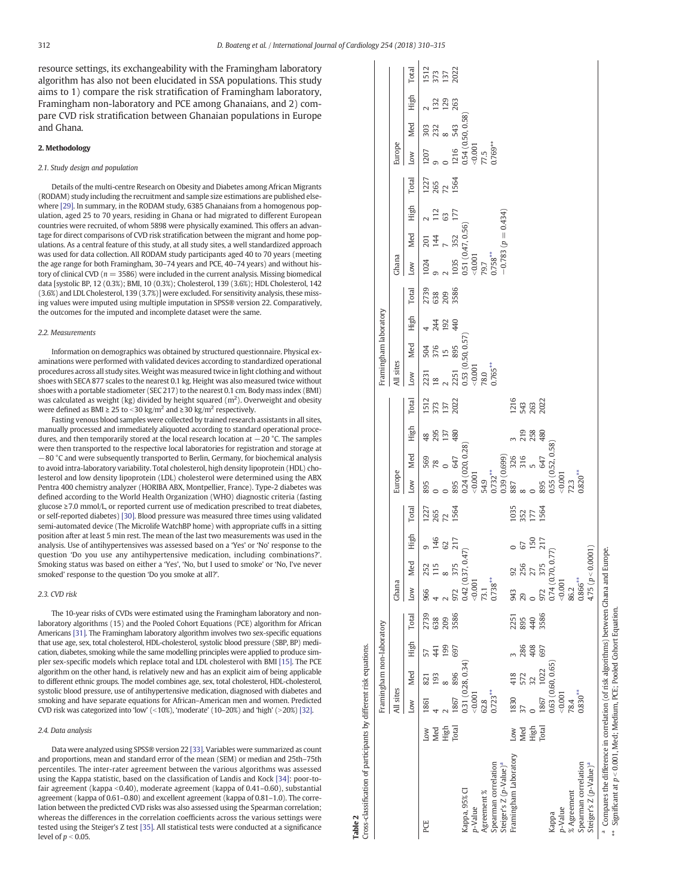resource settings, its exchangeability with the Framingham laboratory algorithm has also not been elucidated in SSA populations. This study aims to 1) compare the risk stratification of Framingham laboratory, Framingham non-laboratory and PCE among Ghanaians, and 2) compare CVD risk stratification between Ghanaian populations in Europe and Ghana.

## 2. Methodology

### 2.1. Study design and population

Details of the multi-centre Research on Obesity and Diabetes among African Migrants (RODAM) study including the recruitment and sample size estimations are published elsewhere [29]. In summary, in the RODAM study, 6385 Ghanaians from a homogenous population, aged 25 to 70 years, residing in Ghana or had migrated to different European countries were recruited, of whom 5898 were physically examined. This offers an advantage for direct comparisons of CVD risk stratification between the migrant and home populations. As a central feature of this study, at all study sites, a well standardized approach was used for data collection. All RODAM study participants aged 40 to 70 years (meeting the age range for both Framingham, 30–74 years and PCE, 40–74 years) and without history of clinical CVD ($n = 3586$) were included in the current analysis. Missing biomedical data [systolic BP, 12 (0.3%); BMI, 10 (0.3%); Cholesterol, 139 (3.6%); HDL Cholesterol, 142 (3.6%) and LDL Cholesterol, 139 (3.7%)] were excluded. For sensitivity analysis, these missing values were imputed using multiple imputation in SPSS® version 22. Comparatively, the outcomes for the imputed and incomplete dataset were the same.

### 2.2. Measurements

Information on demographics was obtained by structured questionnaire. Physical examinations were performed with validated devices according to standardized operational procedures across all study sites. Weight was measured twice in light clothing and without shoes with SECA 877 scales to the nearest 0.1 kg. Height was also measured twice without shoes with a portable stadiometer (SEC 217) to the nearest 0.1 cm. Body mass index (BMI) was calculated as weight (kg) divided by height squared ($m^2$). Overweight and obesity were defined as BMI ≥ 25 to <30 kg/$m^2$ and ≥30 kg/$m^2$ respectively.

Fasting venous blood samples were collected by trained research assistants in all sites, manually processed and immediately aliquoted according to standard operational procedures, and then temporarily stored at the local research location at −20 °C. The samples were then transported to the respective local laboratories for registration and storage at −80 °C and were subsequently transported to Berlin, Germany, for biochemical analysis to avoid intra-laboratory variability. Total cholesterol, high density lipoprotein (HDL) cholesterol and low density lipoprotein (LDL) cholesterol were determined using the ABX Pentra 400 chemistry analyzer (HORIBA ABX, Montpellier, France). Type-2 diabetes was defined according to the World Health Organization (WHO) diagnostic criteria (fasting glucose ≥7.0 mmol/L, or current use of medication prescribed to treat diabetes, or self-reported diabetes) [30]. Blood pressure was measured three times using validated semi-automated device (The Microlife WatchBP home) with appropriate cuffs in a sitting position after at least 5 min rest. The mean of the last two measurements was used in the analysis. Use of antihypertensives was assessed based on a 'Yes' or 'No' response to the question 'Do you use any antihypertensive medication, including combinations?'. Smoking status was based on either a 'Yes', 'No, but I used to smoke' or 'No, I've never smoked' response to the question 'Do you smoke at all?'.

### 2.3. CVD risk

The 10-year risks of CVDs were estimated using the Framingham laboratory and non-laboratory algorithms (15) and the Pooled Cohort Equations (PCE) algorithm for African Americans [31]. The Framingham laboratory algorithm involves two sex-specific equations that use age, sex, total cholesterol, HDL-cholesterol, systolic blood pressure (SBP, BP) medication, diabetes, smoking while the same modelling principles were applied to produce simpler sex-specific models which replace total and LDL cholesterol with BMI [15]. The PCE algorithm on the other hand, is relatively new and has an explicit aim of being applicable to different ethnic groups. The model combines age, sex, total cholesterol, HDL-cholesterol, systolic blood pressure, use of antihypertensive medication, diagnosed with diabetes and smoking and have separate equations for African–American men and women. Predicted CVD risk was categorized into 'low' (<10%), 'moderate' (10–20%) and 'high' (>20%) [32].

### 2.4. Data analysis

Data were analyzed using SPSS® version 22 [33]. Variables were summarized as count and proportions, mean and standard error of the mean (SEM) or median and 25th–75th percentiles. The inter-rater agreement between the various algorithms was assessed using the Kappa statistic, based on the classification of Landis and Kock [34]: poor-to-fair agreement (kappa <0.40), moderate agreement (kappa of 0.41–0.60), substantial agreement (kappa of 0.61–0.80) and excellent agreement (kappa of 0.81–1.0). The correlation between the predicted CVD risks was also assessed using the Spearman correlation; whereas the differences in the correlation coefficients across the various settings were tested using the Steiger's Z test [35]. All statistical tests were conducted at a significance level of $p < 0.05$.

**Table 2**
Cross-classification of participants by different risk equations.

| | | Framingham non-laboratory | | | | | | | | | | | | Framingham laboratory | | | | | | | | | | | |
|---|---|---|---|---|---|---|---|---|---|---|---|---|---|---|---|---|---|---|---|---|---|---|---|---|---|
| | | All sites | | | | Ghana | | | | Europe | | | | All sites | | | | Ghana | | | | Europe | | | |
| | | Low | Med | High | Total | Low | Med | High | Total | Low | Med | High | Total | Low | Med | High | Total | Low | Med | High | Total | Low | Med | High | Total |
| PCE | Low | 1861 | 821 | 57 | 2739 | 966 | 252 | 9 | 1227 | 895 | 569 | 48 | 1512 | 2231 | 504 | 4 | 2739 | 1024 | 201 | 2 | 1227 | 1207 | 303 | 2 | 1512 |
| | Med | 4 | 193 | 441 | 638 | 4 | 115 | 146 | 265 | 0 | 78 | 295 | 373 | 18 | 376 | 244 | 638 | 9 | 144 | 112 | 265 | 9 | 232 | 132 | 373 |
| | High | 2 | 8 | 199 | 209 | 2 | 8 | 62 | 72 | 0 | 0 | 137 | 137 | 2 | 15 | 192 | 209 | 2 | 7 | 63 | 72 | 0 | 8 | 129 | 137 |
| | Total | 1867 | 896 | 697 | 3586 | 972 | 375 | 217 | 1564 | 895 | 647 | 480 | 2022 | 2251 | 895 | 440 | 3586 | 1035 | 352 | 177 | 1564 | 1216 | 543 | 263 | 2022 |
| Kappa, 95% CI | | 0.31 (0.28, 0.34) | | | | 0.42 (0.37, 0.47) | | | | 0.24 (020, 0.28) | | | | 0.53 (0.50, 0.57) | | | | 0.51 (0.47, 0.56) | | | | 0.54 (0.50, 0.58) | | | |
| p-Value | | <0.001 | | | | <0.001 | | | | <0.001 | | | | <0.001 | | | | <0.001 | | | | <0.001 | | | |
| Agreement % | | 62.8 | | | | 73.1 | | | | 54.9 | | | | 78.0 | | | | 79.7 | | | | 77.5 | | | |
| Spearman correlation | | 0.723** | | | | 0.738** | | | | 0.732** | | | | 0.765** | | | | 0.758** | | | | 0.769** | | | |
| Steiger's Z (p-Value)[a] | | | | | | | | | | 0.39 (0.699) | | | | | | | | −0.783 (p = 0.434) | | | | | | | |
| Framingham Laboratory | Low | 1830 | 418 | 3 | 2251 | 943 | 92 | 0 | 1035 | 887 | 326 | 3 | 1216 | | | | | | | | | | | | |
| | Med | 37 | 572 | 286 | 895 | 29 | 256 | 67 | 352 | 8 | 316 | 219 | 543 | | | | | | | | | | | | |
| | High | 0 | 32 | 408 | 440 | 0 | 27 | 150 | 177 | 0 | 5 | 258 | 263 | | | | | | | | | | | | |
| | Total | 1867 | 1022 | 697 | 3586 | 972 | 375 | 217 | 1564 | 895 | 647 | 480 | 2022 | | | | | | | | | | | | |
| Kappa | | 0.63 (0.60, 0.65) | | | | 0.74 (0.70, 0.77) | | | | 0.55 (0.52, 0.58) | | | | | | | | | | | | | | | |
| p-Value | | <0.001 | | | | <0.001 | | | | <0.001 | | | | | | | | | | | | | | | |
| % Agreement | | 78.4 | | | | 86.2 | | | | 72.3 | | | | | | | | | | | | | | | |
| Spearman correlation | | 0.830** | | | | 0.866** | | | | 0.820** | | | | | | | | | | | | | | | |
| Steiger's Z (p-Value)[a] | | | | | | 4.75 (p < 0.0001) | | | | | | | | | | | | | | | | | | | |

[a] Compares the difference in correlation (of risk algorithms) between Ghana and Europe.
** Significant at $p < 0.001$, Med; Medium, PCE; Pooled Cohort Equation.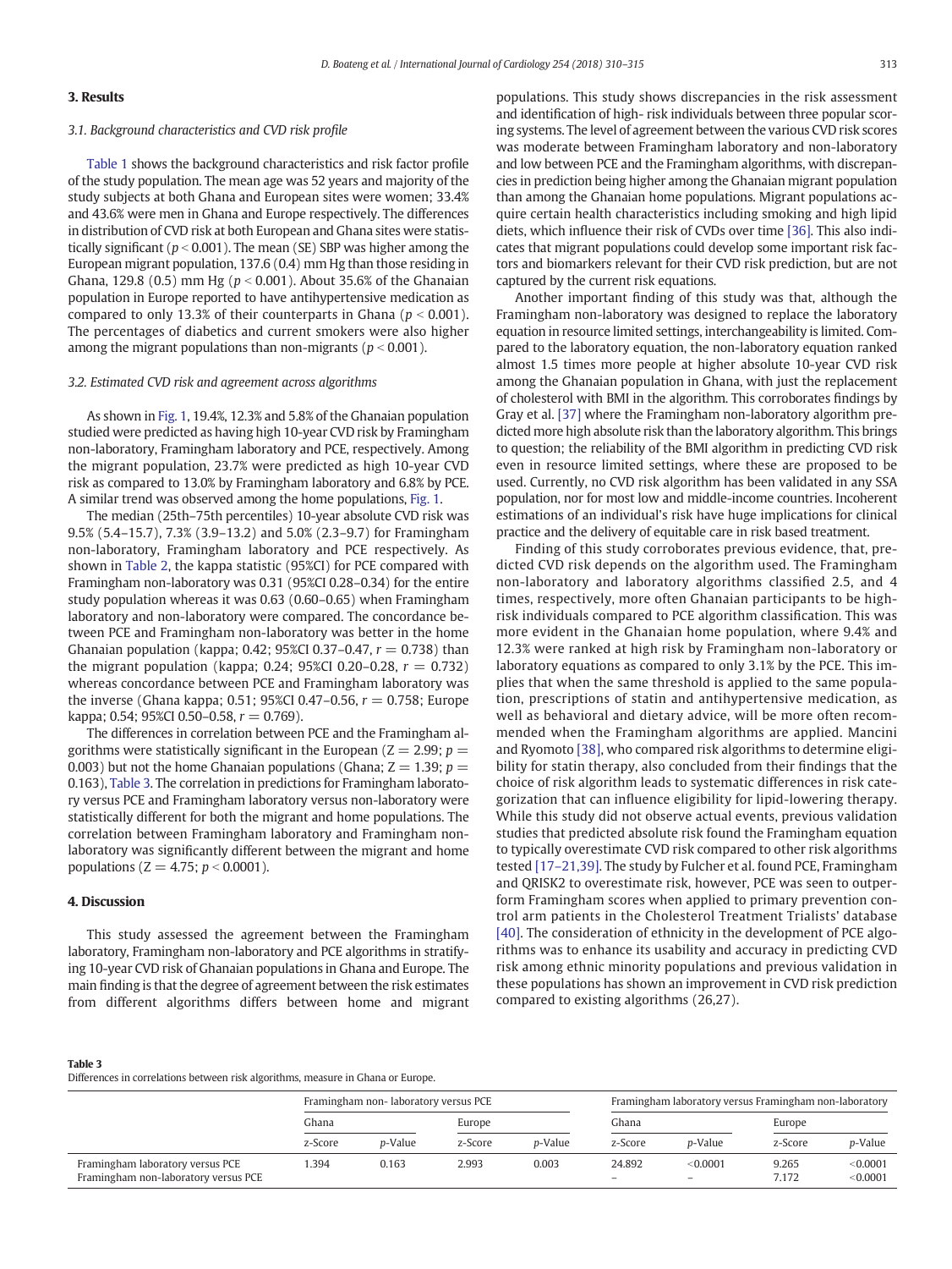## 3. Results

### 3.1. Background characteristics and CVD risk profile

Table 1 shows the background characteristics and risk factor profile of the study population. The mean age was 52 years and majority of the study subjects at both Ghana and European sites were women; 33.4% and 43.6% were men in Ghana and Europe respectively. The differences in distribution of CVD risk at both European and Ghana sites were statistically significant ($p < 0.001$). The mean (SE) SBP was higher among the European migrant population, 137.6 (0.4) mm Hg than those residing in Ghana, 129.8 (0.5) mm Hg ($p < 0.001$). About 35.6% of the Ghanaian population in Europe reported to have antihypertensive medication as compared to only 13.3% of their counterparts in Ghana ($p < 0.001$). The percentages of diabetics and current smokers were also higher among the migrant populations than non-migrants ($p < 0.001$).

### 3.2. Estimated CVD risk and agreement across algorithms

As shown in Fig. 1, 19.4%, 12.3% and 5.8% of the Ghanaian population studied were predicted as having high 10-year CVD risk by Framingham non-laboratory, Framingham laboratory and PCE, respectively. Among the migrant population, 23.7% were predicted as high 10-year CVD risk as compared to 13.0% by Framingham laboratory and 6.8% by PCE. A similar trend was observed among the home populations, Fig. 1.

The median (25th–75th percentiles) 10-year absolute CVD risk was 9.5% (5.4–15.7), 7.3% (3.9–13.2) and 5.0% (2.3–9.7) for Framingham non-laboratory, Framingham laboratory and PCE respectively. As shown in Table 2, the kappa statistic (95%CI) for PCE compared with Framingham non-laboratory was 0.31 (95%CI 0.28–0.34) for the entire study population whereas it was 0.63 (0.60–0.65) when Framingham laboratory and non-laboratory were compared. The concordance between PCE and Framingham non-laboratory was better in the home Ghanaian population (kappa; 0.42; 95%CI 0.37–0.47, $r = 0.738$) than the migrant population (kappa; 0.24; 95%CI 0.20–0.28, $r = 0.732$) whereas concordance between PCE and Framingham laboratory was the inverse (Ghana kappa; 0.51; 95%CI 0.47–0.56, $r = 0.758$; Europe kappa; 0.54; 95%CI 0.50–0.58, $r = 0.769$).

The differences in correlation between PCE and the Framingham algorithms were statistically significant in the European ($Z = 2.99$; $p = 0.003$) but not the home Ghanaian populations (Ghana; $Z = 1.39$; $p = 0.163$), Table 3. The correlation in predictions for Framingham laboratory versus PCE and Framingham laboratory versus non-laboratory were statistically different for both the migrant and home populations. The correlation between Framingham laboratory and Framingham non-laboratory was significantly different between the migrant and home populations ($Z = 4.75$; $p < 0.0001$).

## 4. Discussion

This study assessed the agreement between the Framingham laboratory, Framingham non-laboratory and PCE algorithms in stratifying 10-year CVD risk of Ghanaian populations in Ghana and Europe. The main finding is that the degree of agreement between the risk estimates from different algorithms differs between home and migrant populations. This study shows discrepancies in the risk assessment and identification of high- risk individuals between three popular scoring systems. The level of agreement between the various CVD risk scores was moderate between Framingham laboratory and non-laboratory and low between PCE and the Framingham algorithms, with discrepancies in prediction being higher among the Ghanaian migrant population than among the Ghanaian home populations. Migrant populations acquire certain health characteristics including smoking and high lipid diets, which influence their risk of CVDs over time [36]. This also indicates that migrant populations could develop some important risk factors and biomarkers relevant for their CVD risk prediction, but are not captured by the current risk equations.

Another important finding of this study was that, although the Framingham non-laboratory was designed to replace the laboratory equation in resource limited settings, interchangeability is limited. Compared to the laboratory equation, the non-laboratory equation ranked almost 1.5 times more people at higher absolute 10-year CVD risk among the Ghanaian population in Ghana, with just the replacement of cholesterol with BMI in the algorithm. This corroborates findings by Gray et al. [37] where the Framingham non-laboratory algorithm predicted more high absolute risk than the laboratory algorithm. This brings to question; the reliability of the BMI algorithm in predicting CVD risk even in resource limited settings, where these are proposed to be used. Currently, no CVD risk algorithm has been validated in any SSA population, nor for most low and middle-income countries. Incoherent estimations of an individual's risk have huge implications for clinical practice and the delivery of equitable care in risk based treatment.

Finding of this study corroborates previous evidence, that, predicted CVD risk depends on the algorithm used. The Framingham non-laboratory and laboratory algorithms classified 2.5, and 4 times, respectively, more often Ghanaian participants to be high-risk individuals compared to PCE algorithm classification. This was more evident in the Ghanaian home population, where 9.4% and 12.3% were ranked at high risk by Framingham non-laboratory or laboratory equations as compared to only 3.1% by the PCE. This implies that when the same threshold is applied to the same population, prescriptions of statin and antihypertensive medication, as well as behavioral and dietary advice, will be more often recommended when the Framingham algorithms are applied. Mancini and Ryomoto [38], who compared risk algorithms to determine eligibility for statin therapy, also concluded from their findings that the choice of risk algorithm leads to systematic differences in risk categorization that can influence eligibility for lipid-lowering therapy. While this study did not observe actual events, previous validation studies that predicted absolute risk found the Framingham equation to typically overestimate CVD risk compared to other risk algorithms tested [17–21,39]. The study by Fulcher et al. found PCE, Framingham and QRISK2 to overestimate risk, however, PCE was seen to outperform Framingham scores when applied to primary prevention control arm patients in the Cholesterol Treatment Trialists' database [40]. The consideration of ethnicity in the development of PCE algorithms was to enhance its usability and accuracy in predicting CVD risk among ethnic minority populations and previous validation in these populations has shown an improvement in CVD risk prediction compared to existing algorithms (26,27).

**Table 3**
Differences in correlations between risk algorithms, measure in Ghana or Europe.

| | Framingham non- laboratory versus PCE | | | | Framingham laboratory versus Framingham non-laboratory | | | |
|---|---|---|---|---|---|---|---|---|
| | Ghana | | Europe | | Ghana | | Europe | |
| | z-Score | *p*-Value | z-Score | *p*-Value | z-Score | *p*-Value | z-Score | *p*-Value |
| Framingham laboratory versus PCE | 1.394 | 0.163 | 2.993 | 0.003 | 24.892 | <0.0001 | 9.265 | <0.0001 |
| Framingham non-laboratory versus PCE | | | | | – | – | 7.172 | <0.0001 |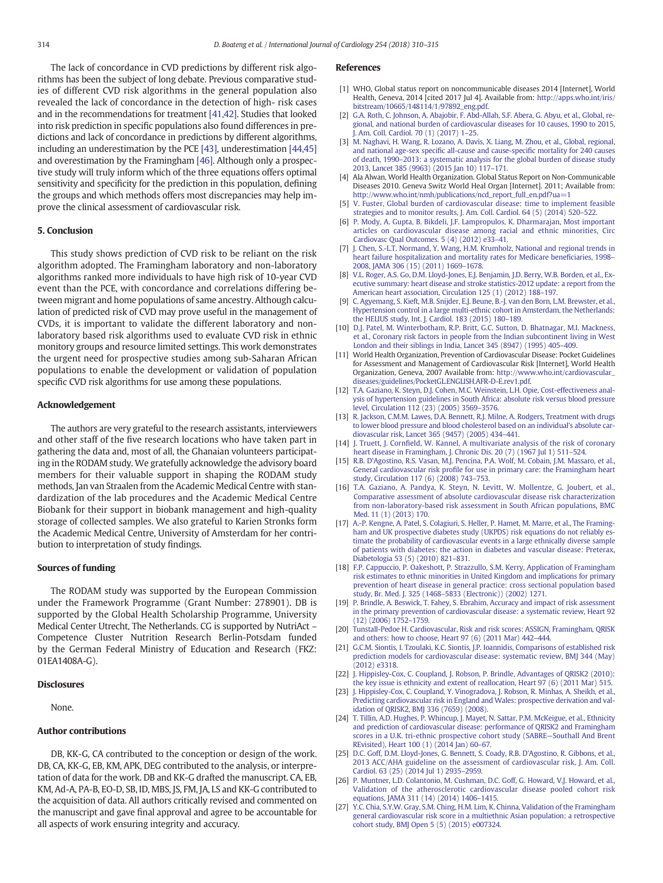The lack of concordance in CVD predictions by different risk algorithms has been the subject of long debate. Previous comparative studies of different CVD risk algorithms in the general population also revealed the lack of concordance in the detection of high- risk cases and in the recommendations for treatment [41,42]. Studies that looked into risk prediction in specific populations also found differences in predictions and lack of concordance in predictions by different algorithms, including an underestimation by the PCE [43], underestimation [44,45] and overestimation by the Framingham [46]. Although only a prospective study will truly inform which of the three equations offers optimal sensitivity and specificity for the prediction in this population, defining the groups and which methods offers most discrepancies may help improve the clinical assessment of cardiovascular risk.

## 5. Conclusion

This study shows prediction of CVD risk to be reliant on the risk algorithm adopted. The Framingham laboratory and non-laboratory algorithms ranked more individuals to have high risk of 10-year CVD event than the PCE, with concordance and correlations differing between migrant and home populations of same ancestry. Although calculation of predicted risk of CVD may prove useful in the management of CVDs, it is important to validate the different laboratory and non-laboratory based risk algorithms used to evaluate CVD risk in ethnic monitory groups and resource limited settings. This work demonstrates the urgent need for prospective studies among sub-Saharan African populations to enable the development or validation of population specific CVD risk algorithms for use among these populations.

## Acknowledgement

The authors are very grateful to the research assistants, interviewers and other staff of the five research locations who have taken part in gathering the data and, most of all, the Ghanaian volunteers participating in the RODAM study. We gratefully acknowledge the advisory board members for their valuable support in shaping the RODAM study methods, Jan van Straalen from the Academic Medical Centre with standardization of the lab procedures and the Academic Medical Centre Biobank for their support in biobank management and high-quality storage of collected samples. We also grateful to Karien Stronks form the Academic Medical Centre, University of Amsterdam for her contribution to interpretation of study findings.

## Sources of funding

The RODAM study was supported by the European Commission under the Framework Programme (Grant Number: 278901). DB is supported by the Global Health Scholarship Programme, University Medical Center Utrecht, The Netherlands. CG is supported by NutriAct – Competence Cluster Nutrition Research Berlin-Potsdam funded by the German Federal Ministry of Education and Research (FKZ: 01EA1408A-G).

## Disclosures

None.

## Author contributions

DB, KK-G, CA contributed to the conception or design of the work. DB, CA, KK-G, EB, KM, APK, DEG contributed to the analysis, or interpretation of data for the work. DB and KK-G drafted the manuscript. CA, EB, KM, Ad-A, PA-B, EO-D, SB, ID, MBS, JS, FM, JA, LS and KK-G contributed to the acquisition of data. All authors critically revised and commented on the manuscript and gave final approval and agree to be accountable for all aspects of work ensuring integrity and accuracy.

## References

[1] WHO, Global status report on noncommunicable diseases 2014 [Internet], World Health, Geneva, 2014 [cited 2017 Jul 4]. Available from: http://apps.who.int/iris/bitstream/10665/148114/1/97892_eng.pdf.

[2] G.A. Roth, C. Johnson, A. Abajobir, F. Abd-Allah, S.F. Abera, G. Abyu, et al., Global, regional, and national burden of cardiovascular diseases for 10 causes, 1990 to 2015, J. Am. Coll. Cardiol. 70 (1) (2017) 1–25.

[3] M. Naghavi, H. Wang, R. Lozano, A. Davis, X. Liang, M. Zhou, et al., Global, regional, and national age-sex specific all-cause and cause-specific mortality for 240 causes of death, 1990–2013: a systematic analysis for the global burden of disease study 2013, Lancet 385 (9963) (2015 Jan 10) 117–171.

[4] Ala Alwan, World Health Organization. Global Status Report on Non-Communicable Diseases 2010. Geneva Switz World Heal Organ [Internet]. 2011; Available from: http://www.who.int/nmh/publications/ncd_report_full_en.pdf?ua=1

[5] V. Fuster, Global burden of cardiovascular disease: time to implement feasible strategies and to monitor results, J. Am. Coll. Cardiol. 64 (5) (2014) 520–522.

[6] P. Mody, A. Gupta, B. Bikdeli, J.F. Lampropulos, K. Dharmarajan, Most important articles on cardiovascular disease among racial and ethnic minorities, Circ Cardiovasc Qual Outcomes. 5 (4) (2012) e33–41.

[7] J. Chen, S.-L.T. Normand, Y. Wang, H.M. Krumholz, National and regional trends in heart failure hospitalization and mortality rates for Medicare beneficiaries, 1998–2008, JAMA 306 (15) (2011) 1669–1678.

[8] V.L. Roger, A.S. Go, D.M. Lloyd-Jones, E.J. Benjamin, J.D. Berry, W.B. Borden, et al., Executive summary: heart disease and stroke statistics-2012 update: a report from the American heart association, Circulation 125 (1) (2012) 188–197.

[9] C. Agyemang, S. Kieft, M.B. Snijder, E.J. Beune, B.-J. van den Born, L.M. Brewster, et al., Hypertension control in a large multi-ethnic cohort in Amsterdam, the Netherlands: the HELIUS study, Int. J. Cardiol. 183 (2015) 180–189.

[10] D.J. Patel, M. Winterbotham, R.P. Britt, G.C. Sutton, D. Bhatnagar, M.I. Mackness, et al., Coronary risk factors in people from the Indian subcontinent living in West London and their siblings in India, Lancet 345 (8947) (1995) 405–409.

[11] World Health Organization, Prevention of Cardiovascular Disease: Pocket Guidelines for Assessment and Management of Cardiovascular Risk [Internet], World Health Organization, Geneva, 2007 Available from: http://www.who.int/cardiovascular_diseases/guidelines/PocketGL.ENGLISH.AFR-D-E.rev1.pdf.

[12] T.A. Gaziano, K. Steyn, D.J. Cohen, M.C. Weinstein, L.H. Opie, Cost-effectiveness analysis of hypertension guidelines in South Africa: absolute risk versus blood pressure level, Circulation 112 (23) (2005) 3569–3576.

[13] R. Jackson, C.M.M. Lawes, D.A. Bennett, R.J. Milne, A. Rodgers, Treatment with drugs to lower blood pressure and blood cholesterol based on an individual's absolute cardiovascular risk, Lancet 365 (9457) (2005) 434–441.

[14] J. Truett, J. Cornfield, W. Kannel, A multivariate analysis of the risk of coronary heart disease in Framingham, J. Chronic Dis. 20 (7) (1967 Jul 1) 511–524.

[15] R.B. D'Agostino, R.S. Vasan, M.J. Pencina, P.A. Wolf, M. Cobain, J.M. Massaro, et al., General cardiovascular risk profile for use in primary care: the Framingham heart study, Circulation 117 (6) (2008) 743–753.

[16] T.A. Gaziano, A. Pandya, K. Steyn, N. Levitt, W. Mollentze, G. Joubert, et al., Comparative assessment of absolute cardiovascular disease risk characterization from non-laboratory-based risk assessment in South African populations, BMC Med. 11 (1) (2013) 170.

[17] A.-P. Kengne, A. Patel, S. Colagiuri, S. Heller, P. Hamet, M. Marre, et al., The Framingham and UK prospective diabetes study (UKPDS) risk equations do not reliably estimate the probability of cardiovascular events in a large ethnically diverse sample of patients with diabetes: the action in diabetes and vascular disease: Preterax, Diabetologia 53 (5) (2010) 821–831.

[18] F.P. Cappuccio, P. Oakeshott, P. Strazzullo, S.M. Kerry, Application of Framingham risk estimates to ethnic minorities in United Kingdom and implications for primary prevention of heart disease in general practice: cross sectional population based study, Br. Med. J. 325 (1468–5833 (Electronic)) (2002) 1271.

[19] P. Brindle, A. Beswick, T. Fahey, S. Ebrahim, Accuracy and impact of risk assessment in the primary prevention of cardiovascular disease: a systematic review, Heart 92 (12) (2006) 1752–1759.

[20] Tunstall-Pedoe H. Cardiovascular, Risk and risk scores: ASSIGN, Framingham, QRISK and others: how to choose, Heart 97 (6) (2011 Mar) 442–444.

[21] G.C.M. Siontis, I. Tzoulaki, K.C. Siontis, J.P. Ioannidis, Comparisons of established risk prediction models for cardiovascular disease: systematic review, BMJ 344 (May) (2012) e3318.

[22] J. Hippisley-Cox, C. Coupland, J. Robson, P. Brindle, Advantages of QRISK2 (2010): the key issue is ethnicity and extent of reallocation, Heart 97 (6) (2011 Mar) 515.

[23] J. Hippisley-Cox, C. Coupland, Y. Vinogradova, J. Robson, R. Minhas, A. Sheikh, et al., Predicting cardiovascular risk in England and Wales: prospective derivation and validation of QRISK2, BMJ 336 (7659) (2008).

[24] T. Tillin, A.D. Hughes, P. Whincup, J. Mayet, N. Sattar, P.M. McKeigue, et al., Ethnicity and prediction of cardiovascular disease: performance of QRISK2 and Framingham scores in a U.K. tri-ethnic prospective cohort study (SABRE—Southall And Brent REvisited), Heart 100 (1) (2014 Jan) 60–67.

[25] D.C. Goff, D.M. Lloyd-Jones, G. Bennett, S. Coady, R.B. D'Agostino, R. Gibbons, et al., 2013 ACC/AHA guideline on the assessment of cardiovascular risk, J. Am. Coll. Cardiol. 63 (25) (2014 Jul 1) 2935–2959.

[26] P. Muntner, L.D. Colantonio, M. Cushman, D.C. Goff, G. Howard, V.J. Howard, et al., Validation of the atherosclerotic cardiovascular disease pooled cohort risk equations, JAMA 311 (14) (2014) 1406–1415.

[27] Y.C. Chia, S.Y.W. Gray, S.M. Ching, H.M. Lim, K. Chinna, Validation of the Framingham general cardiovascular risk score in a multiethnic Asian population: a retrospective cohort study, BMJ Open 5 (5) (2015) e007324.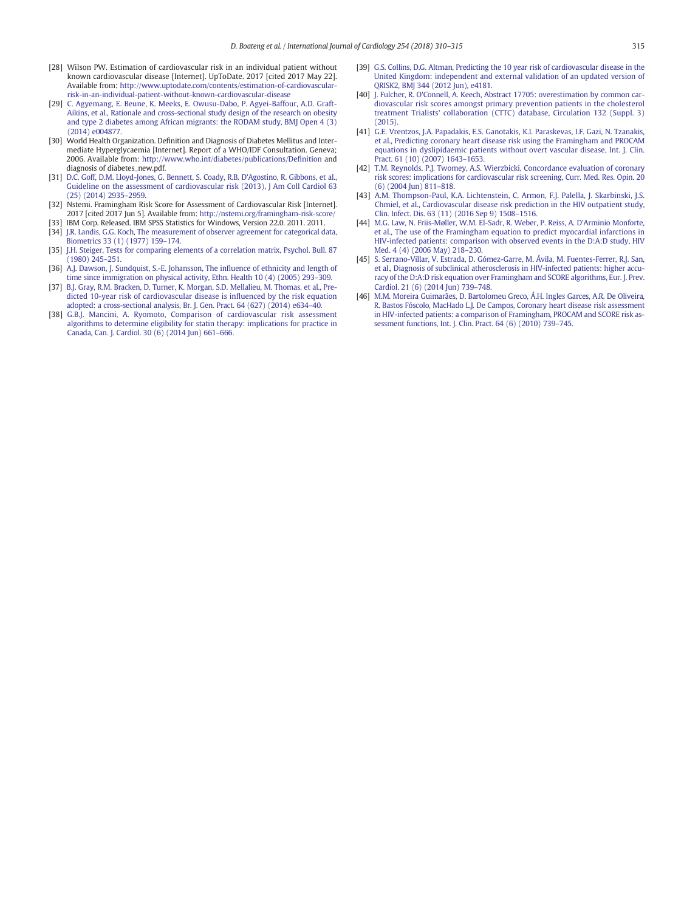[28] Wilson PW. Estimation of cardiovascular risk in an individual patient without known cardiovascular disease [Internet]. UpToDate. 2017 [cited 2017 May 22]. Available from: http://www.uptodate.com/contents/estimation-of-cardiovascular-risk-in-an-individual-patient-without-known-cardiovascular-disease

[29] C. Agyemang, E. Beune, K. Meeks, E. Owusu-Dabo, P. Agyei-Baffour, A.D. Graft-Aikins, et al., Rationale and cross-sectional study design of the research on obesity and type 2 diabetes among African migrants: the RODAM study, BMJ Open 4 (3) (2014) e004877.

[30] World Health Organization. Definition and Diagnosis of Diabetes Mellitus and Intermediate Hyperglycaemia [Internet]. Report of a WHO/IDF Consultation. Geneva; 2006. Available from: http://www.who.int/diabetes/publications/Definition and diagnosis of diabetes_new.pdf.

[31] D.C. Goff, D.M. Lloyd-Jones, G. Bennett, S. Coady, R.B. D'Agostino, R. Gibbons, et al., Guideline on the assessment of cardiovascular risk (2013), J Am Coll Cardiol 63 (25) (2014) 2935–2959.

[32] Nstemi. Framingham Risk Score for Assessment of Cardiovascular Risk [Internet]. 2017 [cited 2017 Jun 5]. Available from: http://nstemi.org/framingham-risk-score/

[33] IBM Corp. Released. IBM SPSS Statistics for Windows, Version 22.0. 2011. 2011.

[34] J.R. Landis, G.G. Koch, The measurement of observer agreement for categorical data, Biometrics 33 (1) (1977) 159–174.

[35] J.H. Steiger, Tests for comparing elements of a correlation matrix, Psychol. Bull. 87 (1980) 245–251.

[36] A.J. Dawson, J. Sundquist, S.-E. Johansson, The influence of ethnicity and length of time since immigration on physical activity, Ethn. Health 10 (4) (2005) 293–309.

[37] B.J. Gray, R.M. Bracken, D. Turner, K. Morgan, S.D. Mellalieu, M. Thomas, et al., Predicted 10-year risk of cardiovascular disease is influenced by the risk equation adopted: a cross-sectional analysis, Br. J. Gen. Pract. 64 (627) (2014) e634–40.

[38] G.B.J. Mancini, A. Ryomoto, Comparison of cardiovascular risk assessment algorithms to determine eligibility for statin therapy: implications for practice in Canada, Can. J. Cardiol. 30 (6) (2014 Jun) 661–666.

[39] G.S. Collins, D.G. Altman, Predicting the 10 year risk of cardiovascular disease in the United Kingdom: independent and external validation of an updated version of QRISK2, BMJ 344 (2012 Jun), e4181.

[40] J. Fulcher, R. O'Connell, A. Keech, Abstract 17705: overestimation by common cardiovascular risk scores amongst primary prevention patients in the cholesterol treatment Trialists' collaboration (CTTC) database, Circulation 132 (Suppl. 3) (2015).

[41] G.E. Vrentzos, J.A. Papadakis, E.S. Ganotakis, K.I. Paraskevas, I.F. Gazi, N. Tzanakis, et al., Predicting coronary heart disease risk using the Framingham and PROCAM equations in dyslipidaemic patients without overt vascular disease, Int. J. Clin. Pract. 61 (10) (2007) 1643–1653.

[42] T.M. Reynolds, P.J. Twomey, A.S. Wierzbicki, Concordance evaluation of coronary risk scores: implications for cardiovascular risk screening, Curr. Med. Res. Opin. 20 (6) (2004 Jun) 811–818.

[43] A.M. Thompson-Paul, K.A. Lichtenstein, C. Armon, F.J. Palella, J. Skarbinski, J.S. Chmiel, et al., Cardiovascular disease risk prediction in the HIV outpatient study, Clin. Infect. Dis. 63 (11) (2016 Sep 9) 1508–1516.

[44] M.G. Law, N. Friis-Møller, W.M. El-Sadr, R. Weber, P. Reiss, A. D'Arminio Monforte, et al., The use of the Framingham equation to predict myocardial infarctions in HIV-infected patients: comparison with observed events in the D:A:D study, HIV Med. 4 (4) (2006 May) 218–230.

[45] S. Serrano-Villar, V. Estrada, D. Gómez-Garre, M. Ávila, M. Fuentes-Ferrer, R.J. San, et al., Diagnosis of subclinical atherosclerosis in HIV-infected patients: higher accuracy of the D:A:D risk equation over Framingham and SCORE algorithms, Eur. J. Prev. Cardiol. 21 (6) (2014 Jun) 739–748.

[46] M.M. Moreira Guimarães, D. Bartolomeu Greco, Á.H. Ingles Garces, A.R. De Oliveira, R. Bastos Fóscolo, MacHado L.J. De Campos, Coronary heart disease risk assessment in HIV-infected patients: a comparison of Framingham, PROCAM and SCORE risk assessment functions, Int. J. Clin. Pract. 64 (6) (2010) 739–745.